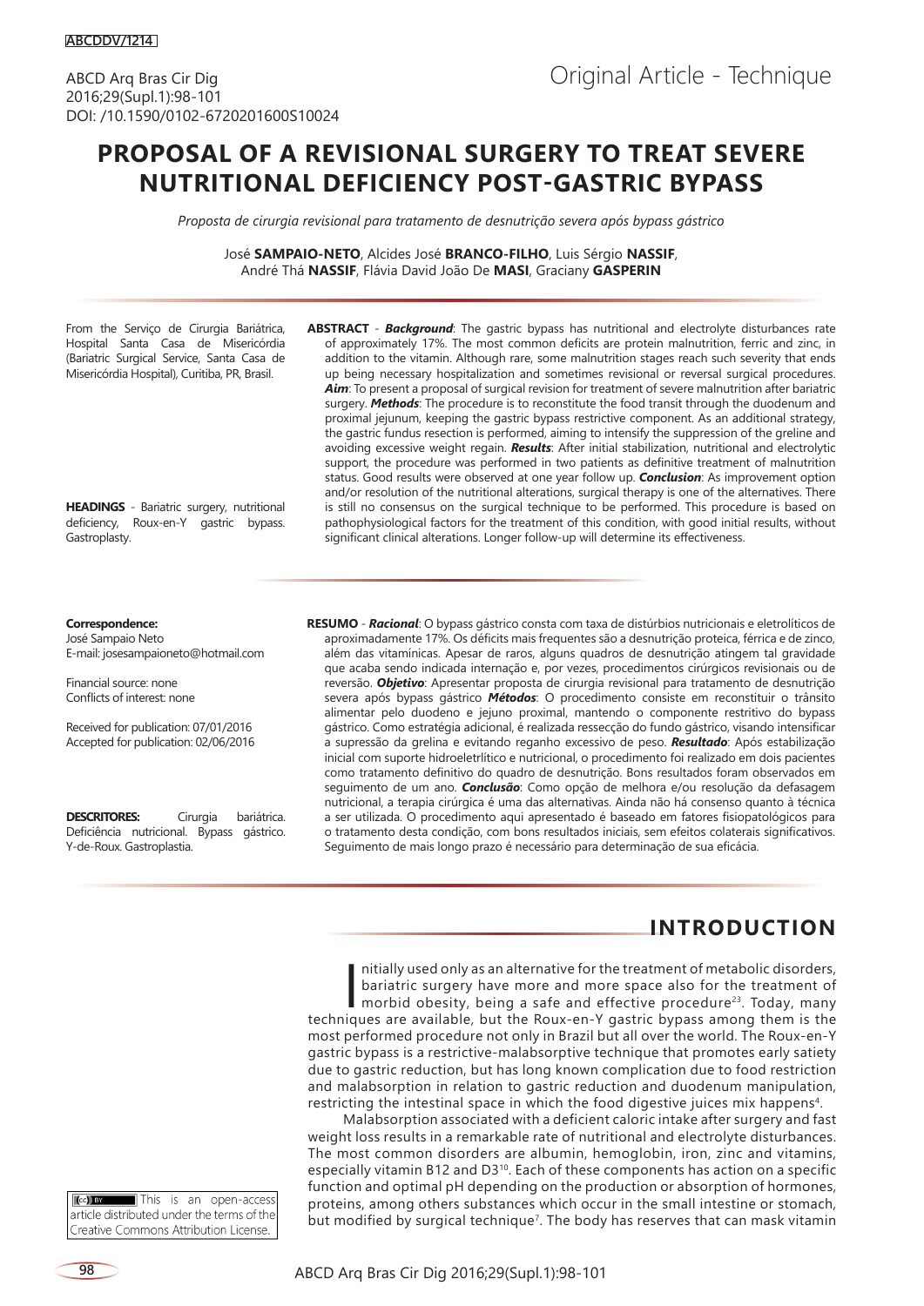ABCDDV/1214

ABCD Arq Bras Cir Dig
2016;29(Supl.1):98-101
DOI: /10.1590/0102-6720201600S10024

Original Article - Technique

# PROPOSAL OF A REVISIONAL SURGERY TO TREAT SEVERE NUTRITIONAL DEFICIENCY POST-GASTRIC BYPASS

*Proposta de cirurgia revisional para tratamento de desnutrição severa após bypass gástrico*

José **SAMPAIO-NETO**, Alcides José **BRANCO-FILHO**, Luis Sérgio **NASSIF**, André Thá **NASSIF**, Flávia David João De **MASI**, Graciany **GASPERIN**

From the Serviço de Cirurgia Bariátrica, Hospital Santa Casa de Misericórdia (Bariatric Surgical Service, Santa Casa de Misericórdia Hospital), Curitiba, PR, Brasil.

**ABSTRACT** - ***Background***: The gastric bypass has nutritional and electrolyte disturbances rate of approximately 17%. The most common deficits are protein malnutrition, ferric and zinc, in addition to the vitamin. Although rare, some malnutrition stages reach such severity that ends up being necessary hospitalization and sometimes revisional or reversal surgical procedures. ***Aim***: To present a proposal of surgical revision for treatment of severe malnutrition after bariatric surgery. ***Methods***: The procedure is to reconstitute the food transit through the duodenum and proximal jejunum, keeping the gastric bypass restrictive component. As an additional strategy, the gastric fundus resection is performed, aiming to intensify the suppression of the greline and avoiding excessive weight regain. ***Results***: After initial stabilization, nutritional and electrolytic support, the procedure was performed in two patients as definitive treatment of malnutrition status. Good results were observed at one year follow up. ***Conclusion***: As improvement option and/or resolution of the nutritional alterations, surgical therapy is one of the alternatives. There is still no consensus on the surgical technique to be performed. This procedure is based on pathophysiological factors for the treatment of this condition, with good initial results, without significant clinical alterations. Longer follow-up will determine its effectiveness.

**HEADINGS** - Bariatric surgery, nutritional deficiency, Roux-en-Y gastric bypass. Gastroplasty.

**Correspondence:**
José Sampaio Neto
E-mail: josesampaioneto@hotmail.com

Financial source: none
Conflicts of interest: none

Received for publication: 07/01/2016
Accepted for publication: 02/06/2016

**RESUMO** - ***Racional***: O bypass gástrico consta com taxa de distúrbios nutricionais e eletrolíticos de aproximadamente 17%. Os déficits mais frequentes são a desnutrição proteica, férrica e de zinco, além das vitamínicas. Apesar de raros, alguns quadros de desnutrição atingem tal gravidade que acaba sendo indicada internação e, por vezes, procedimentos cirúrgicos revisionais ou de reversão. ***Objetivo***: Apresentar proposta de cirurgia revisional para tratamento de desnutrição severa após bypass gástrico ***Métodos***: O procedimento consiste em reconstituir o trânsito alimentar pelo duodeno e jejuno proximal, mantendo o componente restritivo do bypass gástrico. Como estratégia adicional, é realizada ressecção do fundo gástrico, visando intensificar a supressão da grelina e evitando reganho excessivo de peso. ***Resultado***: Após estabilização inicial com suporte hidroeletrlítico e nutricional, o procedimento foi realizado em dois pacientes como tratamento definitivo do quadro de desnutrição. Bons resultados foram observados em seguimento de um ano. ***Conclusão***: Como opção de melhora e/ou resolução da defasagem nutricional, a terapia cirúrgica é uma das alternativas. Ainda não há consenso quanto à técnica a ser utilizada. O procedimento aqui apresentado é baseado em fatores fisiopatológicos para o tratamento desta condição, com bons resultados iniciais, sem efeitos colaterais significativos. Seguimento de mais longo prazo é necessário para determinação de sua eficácia.

**DESCRITORES:** Cirurgia bariátrica. Deficiência nutricional. Bypass gástrico. Y-de-Roux. Gastroplastia.

This is an open-access article distributed under the terms of the Creative Commons Attribution License.

## INTRODUCTION

Initially used only as an alternative for the treatment of metabolic disorders, bariatric surgery have more and more space also for the treatment of morbid obesity, being a safe and effective procedure[23]. Today, many techniques are available, but the Roux-en-Y gastric bypass among them is the most performed procedure not only in Brazil but all over the world. The Roux-en-Y gastric bypass is a restrictive-malabsorptive technique that promotes early satiety due to gastric reduction, but has long known complication due to food restriction and malabsorption in relation to gastric reduction and duodenum manipulation, restricting the intestinal space in which the food digestive juices mix happens[4].

Malabsorption associated with a deficient caloric intake after surgery and fast weight loss results in a remarkable rate of nutritional and electrolyte disturbances. The most common disorders are albumin, hemoglobin, iron, zinc and vitamins, especially vitamin B12 and D3[10]. Each of these components has action on a specific function and optimal pH depending on the production or absorption of hormones, proteins, among others substances which occur in the small intestine or stomach, but modified by surgical technique[7]. The body has reserves that can mask vitamin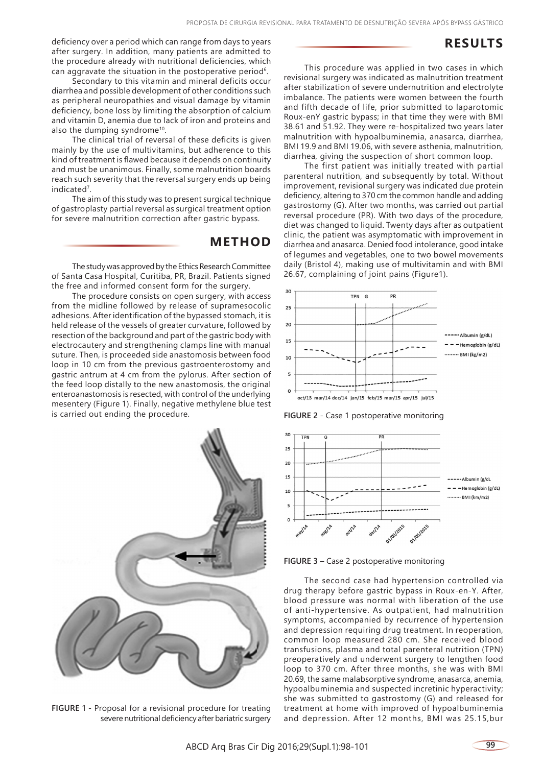deficiency over a period which can range from days to years after surgery. In addition, many patients are admitted to the procedure already with nutritional deficiencies, which can aggravate the situation in the postoperative period[6].

Secondary to this vitamin and mineral deficits occur diarrhea and possible development of other conditions such as peripheral neuropathies and visual damage by vitamin deficiency, bone loss by limiting the absorption of calcium and vitamin D, anemia due to lack of iron and proteins and also the dumping syndrome[10].

The clinical trial of reversal of these deficits is given mainly by the use of multivitamins, but adherence to this kind of treatment is flawed because it depends on continuity and must be unanimous. Finally, some malnutrition boards reach such severity that the reversal surgery ends up being indicated[7].

The aim of this study was to present surgical technique of gastroplasty partial reversal as surgical treatment option for severe malnutrition correction after gastric bypass.

## METHOD

The study was approved by the Ethics Research Committee of Santa Casa Hospital, Curitiba, PR, Brazil. Patients signed the free and informed consent form for the surgery.

The procedure consists on open surgery, with access from the midline followed by release of supramesocolic adhesions. After identification of the bypassed stomach, it is held release of the vessels of greater curvature, followed by resection of the background and part of the gastric body with electrocautery and strengthening clamps line with manual suture. Then, is proceeded side anastomosis between food loop in 10 cm from the previous gastroenterostomy and gastric antrum at 4 cm from the pylorus. After section of the feed loop distally to the new anastomosis, the original enteroanastomosis is resected, with control of the underlying mesentery (Figure 1). Finally, negative methylene blue test is carried out ending the procedure.

FIGURE 1 - Proposal for a revisional procedure for treating severe nutritional deficiency after bariatric surgery

## RESULTS

This procedure was applied in two cases in which revisional surgery was indicated as malnutrition treatment after stabilization of severe undernutrition and electrolyte imbalance. The patients were women between the fourth and fifth decade of life, prior submitted to laparotomic Roux-enY gastric bypass; in that time they were with BMI 38.61 and 51.92. They were re-hospitalized two years later malnutrition with hypoalbuminemia, anasarca, diarrhea, BMI 19.9 and BMI 19.06, with severe asthenia, malnutrition, diarrhea, giving the suspection of short common loop.

The first patient was initially treated with partial parenteral nutrition, and subsequently by total. Without improvement, revisional surgery was indicated due protein deficiency, altering to 370 cm the common handle and adding gastrostomy (G). After two months, was carried out partial reversal procedure (PR). With two days of the procedure, diet was changed to liquid. Twenty days after as outpatient clinic, the patient was asymptomatic with improvement in diarrhea and anasarca. Denied food intolerance, good intake of legumes and vegetables, one to two bowel movements daily (Bristol 4), making use of multivitamin and with BMI 26.67, complaining of joint pains (Figure1).

FIGURE 2 - Case 1 postoperative monitoring

FIGURE 3 – Case 2 postoperative monitoring

The second case had hypertension controlled via drug therapy before gastric bypass in Roux-en-Y. After, blood pressure was normal with liberation of the use of anti-hypertensive. As outpatient, had malnutrition symptoms, accompanied by recurrence of hypertension and depression requiring drug treatment. In reoperation, common loop measured 280 cm. She received blood transfusions, plasma and total parenteral nutrition (TPN) preoperatively and underwent surgery to lengthen food loop to 370 cm. After three months, she was with BMI 20.69, the same malabsorptive syndrome, anasarca, anemia, hypoalbuminemia and suspected incretinic hyperactivity; she was submitted to gastrostomy (G) and released for treatment at home with improved of hypoalbuminemia and depression. After 12 months, BMI was 25.15,bur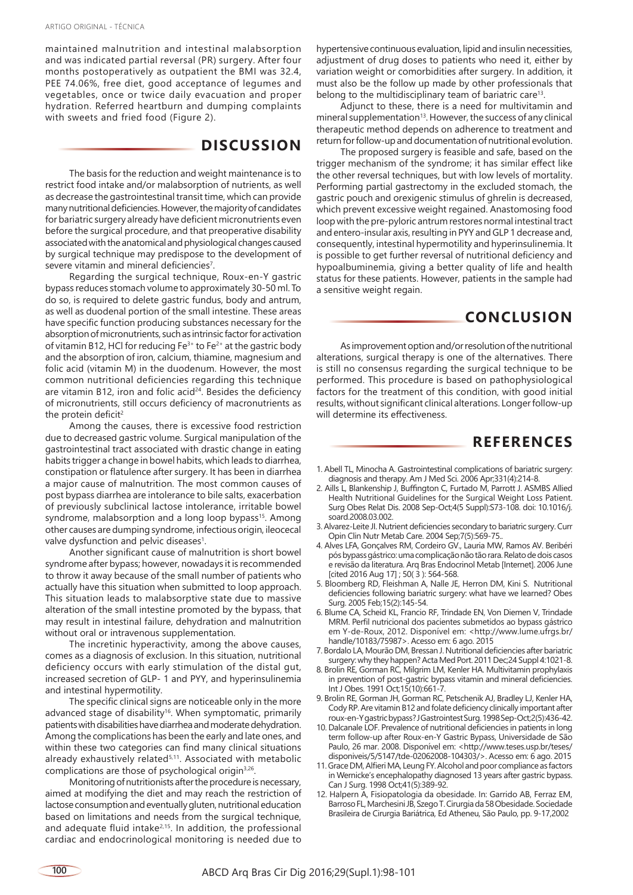maintained malnutrition and intestinal malabsorption and was indicated partial reversal (PR) surgery. After four months postoperatively as outpatient the BMI was 32.4, PEE 74.06%, free diet, good acceptance of legumes and vegetables, once or twice daily evacuation and proper hydration. Referred heartburn and dumping complaints with sweets and fried food (Figure 2).

## DISCUSSION

The basis for the reduction and weight maintenance is to restrict food intake and/or malabsorption of nutrients, as well as decrease the gastrointestinal transit time, which can provide many nutritional deficiencies. However, the majority of candidates for bariatric surgery already have deficient micronutrients even before the surgical procedure, and that preoperative disability associated with the anatomical and physiological changes caused by surgical technique may predispose to the development of severe vitamin and mineral deficiencies[7].

Regarding the surgical technique, Roux-en-Y gastric bypass reduces stomach volume to approximately 30-50 ml. To do so, is required to delete gastric fundus, body and antrum, as well as duodenal portion of the small intestine. These areas have specific function producing substances necessary for the absorption of micronutrients, such as intrinsic factor for activation of vitamin B12, HCl for reducing $Fe^{3+}$ to $Fe^{2+}$ at the gastric body and the absorption of iron, calcium, thiamine, magnesium and folic acid (vitamin M) in the duodenum. However, the most common nutritional deficiencies regarding this technique are vitamin B12, iron and folic acid[24]. Besides the deficiency of micronutrients, still occurs deficiency of macronutrients as the protein deficit[2].

Among the causes, there is excessive food restriction due to decreased gastric volume. Surgical manipulation of the gastrointestinal tract associated with drastic change in eating habits trigger a change in bowel habits, which leads to diarrhea, constipation or flatulence after surgery. It has been in diarrhea a major cause of malnutrition. The most common causes of post bypass diarrhea are intolerance to bile salts, exacerbation of previously subclinical lactose intolerance, irritable bowel syndrome, malabsorption and a long loop bypass[15]. Among other causes are dumping syndrome, infectious origin, ileocecal valve dysfunction and pelvic diseases[1].

Another significant cause of malnutrition is short bowel syndrome after bypass; however, nowadays it is recommended to throw it away because of the small number of patients who actually have this situation when submitted to loop approach. This situation leads to malabsorptive state due to massive alteration of the small intestine promoted by the bypass, that may result in intestinal failure, dehydration and malnutrition without oral or intravenous supplementation.

The incretinic hyperactivity, among the above causes, comes as a diagnosis of exclusion. In this situation, nutritional deficiency occurs with early stimulation of the distal gut, increased secretion of GLP- 1 and PYY, and hyperinsulinemia and intestinal hypermotility.

The specific clinical signs are noticeable only in the more advanced stage of disability[16]. When symptomatic, primarily patients with disabilities have diarrhea and moderate dehydration. Among the complications has been the early and late ones, and within these two categories can find many clinical situations already exhaustively related[5,11]. Associated with metabolic complications are those of psychological origin[3,26].

Monitoring of nutritionists after the procedure is necessary, aimed at modifying the diet and may reach the restriction of lactose consumption and eventually gluten, nutritional education based on limitations and needs from the surgical technique, and adequate fluid intake[2,15]. In addition, the professional cardiac and endocrinological monitoring is needed due to hypertensive continuous evaluation, lipid and insulin necessities, adjustment of drug doses to patients who need it, either by variation weight or comorbidities after surgery. In addition, it must also be the follow up made by other professionals that belong to the multidisciplinary team of bariatric care[13].

Adjunct to these, there is a need for multivitamin and mineral supplementation[13]. However, the success of any clinical therapeutic method depends on adherence to treatment and return for follow-up and documentation of nutritional evolution.

The proposed surgery is feasible and safe, based on the trigger mechanism of the syndrome; it has similar effect like the other reversal techniques, but with low levels of mortality. Performing partial gastrectomy in the excluded stomach, the gastric pouch and orexigenic stimulus of ghrelin is decreased, which prevent excessive weight regained. Anastomosing food loop with the pre-pyloric antrum restores normal intestinal tract and entero-insular axis, resulting in PYY and GLP 1 decrease and, consequently, intestinal hypermotility and hyperinsulinemia. It is possible to get further reversal of nutritional deficiency and hypoalbuminemia, giving a better quality of life and health status for these patients. However, patients in the sample had a sensitive weight regain.

## CONCLUSION

As improvement option and/or resolution of the nutritional alterations, surgical therapy is one of the alternatives. There is still no consensus regarding the surgical technique to be performed. This procedure is based on pathophysiological factors for the treatment of this condition, with good initial results, without significant clinical alterations. Longer follow-up will determine its effectiveness.

## REFERENCES

1. Abell TL, Minocha A. Gastrointestinal complications of bariatric surgery: diagnosis and therapy. Am J Med Sci. 2006 Apr;331(4):214-8.
2. Aills L, Blankenship J, Buffington C, Furtado M, Parrott J. ASMBS Allied Health Nutritional Guidelines for the Surgical Weight Loss Patient. Surg Obes Relat Dis. 2008 Sep-Oct;4(5 Suppl):S73-108. doi: 10.1016/j.soard.2008.03.002.
3. Alvarez-Leite JI. Nutrient deficiencies secondary to bariatric surgery. Curr Opin Clin Nutr Metab Care. 2004 Sep;7(5):569-75..
4. Alves LFA, Gonçalves RM, Cordeiro GV., Lauria MW, Ramos AV. Beribéri pós bypass gástrico: uma complicação não tão rara. Relato de dois casos e revisão da literatura. Arq Bras Endocrinol Metab [Internet]. 2006 June [cited 2016 Aug 17] ; 50( 3 ): 564-568.
5. Bloomberg RD, Fleishman A, Nalle JE, Herron DM, Kini S. Nutritional deficiencies following bariatric surgery: what have we learned? Obes Surg. 2005 Feb;15(2):145-54.
6. Blume CA, Scheid KL, Francio RF, Trindade EN, Von Diemen V, Trindade MRM. Perfil nutricional dos pacientes submetidos ao bypass gástrico em Y-de-Roux, 2012. Disponível em: <http://www.lume.ufrgs.br/handle/10183/75987>. Acesso em: 6 ago. 2015
7. Bordalo LA, Mourão DM, Bressan J. Nutritional deficiencies after bariatric surgery: why they happen? Acta Med Port. 2011 Dec;24 Suppl 4:1021-8.
8. Brolin RE, Gorman RC, Milgrim LM, Kenler HA. Multivitamin prophylaxis in prevention of post-gastric bypass vitamin and mineral deficiencies. Int J Obes. 1991 Oct;15(10):661-7.
9. Brolin RE, Gorman JH, Gorman RC, Petschenik AJ, Bradley LJ, Kenler HA, Cody RP. Are vitamin B12 and folate deficiency clinically important after roux-en-Y gastric bypass? J Gastrointest Surg. 1998 Sep-Oct;2(5):436-42.
10. Dalcanale LOF. Prevalence of nutritional deficiencies in patients in long term follow-up after Roux-en-Y Gastric Bypass, Universidade de São Paulo, 26 mar. 2008. Disponível em: <http://www.teses.usp.br/teses/disponiveis/5/5147/tde-02062008-104303/>. Acesso em: 6 ago. 2015
11. Grace DM, Alfieri MA, Leung FY. Alcohol and poor compliance as factors in Wernicke's encephalopathy diagnosed 13 years after gastric bypass. Can J Surg. 1998 Oct;41(5):389-92.
12. Halpern A, Fisiopatologia da obesidade. In: Garrido AB, Ferraz EM, Barroso FL, Marchesini JB, Szego T. Cirurgia da 58 Obesidade. Sociedade Brasileira de Cirurgia Bariátrica, Ed Atheneu, São Paulo, pp. 9-17,2002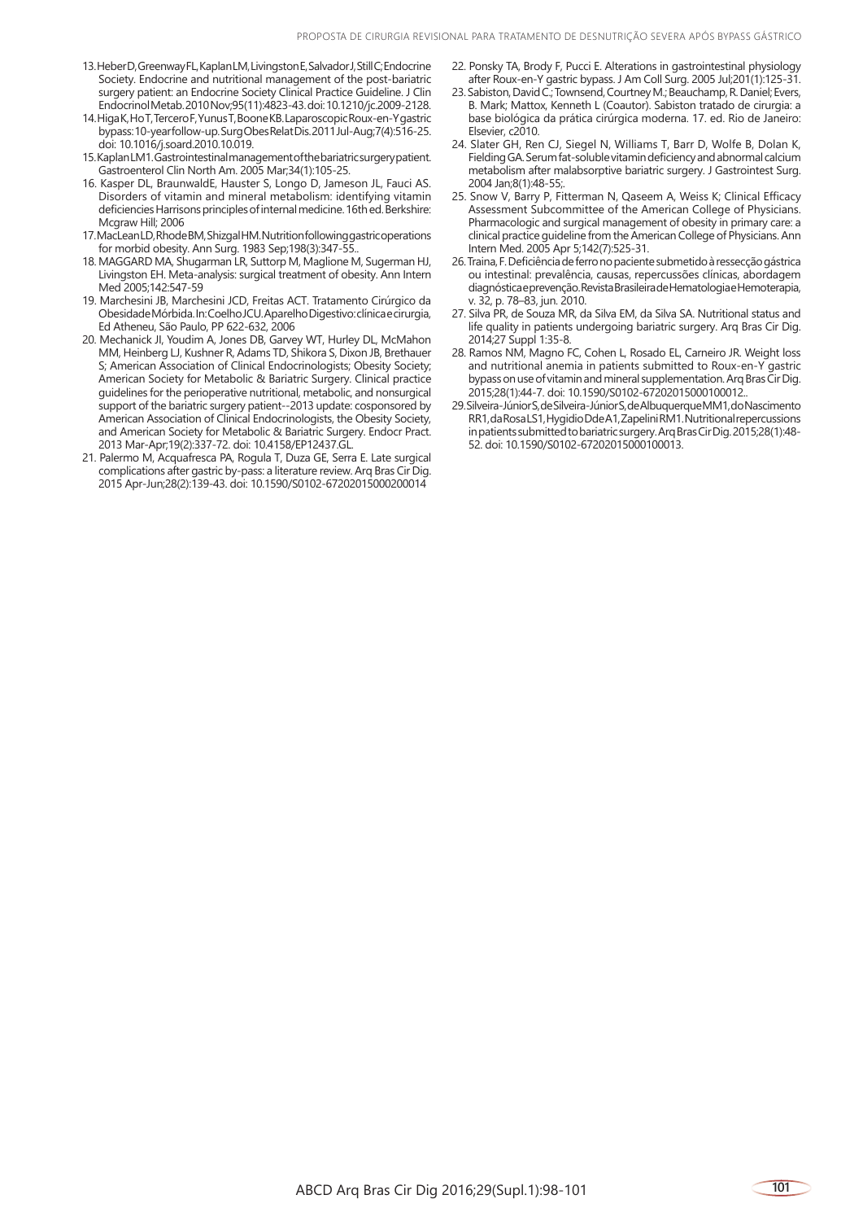13. Heber D, Greenway FL, Kaplan LM, Livingston E, Salvador J, Still C; Endocrine Society. Endocrine and nutritional management of the post-bariatric surgery patient: an Endocrine Society Clinical Practice Guideline. J Clin Endocrinol Metab. 2010 Nov;95(11):4823-43. doi: 10.1210/jc.2009-2128.
14. Higa K, Ho T, Tercero F, Yunus T, Boone KB. Laparoscopic Roux-en-Y gastric bypass: 10-year follow-up. Surg Obes Relat Dis. 2011 Jul-Aug;7(4):516-25. doi: 10.1016/j.soard.2010.10.019.
15. Kaplan LM1. Gastrointestinal management of the bariatric surgery patient. Gastroenterol Clin North Am. 2005 Mar;34(1):105-25.
16. Kasper DL, BraunwaldE, Hauster S, Longo D, Jameson JL, Fauci AS. Disorders of vitamin and mineral metabolism: identifying vitamin deficiencies Harrisons principles of internal medicine. 16th ed. Berkshire: Mcgraw Hill; 2006
17. MacLean LD, Rhode BM, Shizgal HM. Nutrition following gastric operations for morbid obesity. Ann Surg. 1983 Sep;198(3):347-55..
18. MAGGARD MA, Shugarman LR, Suttorp M, Maglione M, Sugerman HJ, Livingston EH. Meta-analysis: surgical treatment of obesity. Ann Intern Med 2005;142:547-59
19. Marchesini JB, Marchesini JCD, Freitas ACT. Tratamento Cirúrgico da Obesidade Mórbida. In: Coelho JCU. Aparelho Digestivo: clínica e cirurgia, Ed Atheneu, São Paulo, PP 622-632, 2006
20. Mechanick JI, Youdim A, Jones DB, Garvey WT, Hurley DL, McMahon MM, Heinberg LJ, Kushner R, Adams TD, Shikora S, Dixon JB, Brethauer S; American Association of Clinical Endocrinologists; Obesity Society; American Society for Metabolic & Bariatric Surgery. Clinical practice guidelines for the perioperative nutritional, metabolic, and nonsurgical support of the bariatric surgery patient--2013 update: cosponsored by American Association of Clinical Endocrinologists, the Obesity Society, and American Society for Metabolic & Bariatric Surgery. Endocr Pract. 2013 Mar-Apr;19(2):337-72. doi: 10.4158/EP12437.GL.
21. Palermo M, Acquafresca PA, Rogula T, Duza GE, Serra E. Late surgical complications after gastric by-pass: a literature review. Arq Bras Cir Dig. 2015 Apr-Jun;28(2):139-43. doi: 10.1590/S0102-67202015000200014
22. Ponsky TA, Brody F, Pucci E. Alterations in gastrointestinal physiology after Roux-en-Y gastric bypass. J Am Coll Surg. 2005 Jul;201(1):125-31.
23. Sabiston, David C.; Townsend, Courtney M.; Beauchamp, R. Daniel; Evers, B. Mark; Mattox, Kenneth L (Coautor). Sabiston tratado de cirurgia: a base biológica da prática cirúrgica moderna. 17. ed. Rio de Janeiro: Elsevier, c2010.
24. Slater GH, Ren CJ, Siegel N, Williams T, Barr D, Wolfe B, Dolan K, Fielding GA. Serum fat-soluble vitamin deficiency and abnormal calcium metabolism after malabsorptive bariatric surgery. J Gastrointest Surg. 2004 Jan;8(1):48-55;.
25. Snow V, Barry P, Fitterman N, Qaseem A, Weiss K; Clinical Efficacy Assessment Subcommittee of the American College of Physicians. Pharmacologic and surgical management of obesity in primary care: a clinical practice guideline from the American College of Physicians. Ann Intern Med. 2005 Apr 5;142(7):525-31.
26. Traina, F. Deficiência de ferro no paciente submetido à ressecção gástrica ou intestinal: prevalência, causas, repercussões clínicas, abordagem diagnóstica e prevenção. Revista Brasileira de Hematologia e Hemoterapia, v. 32, p. 78–83, jun. 2010.
27. Silva PR, de Souza MR, da Silva EM, da Silva SA. Nutritional status and life quality in patients undergoing bariatric surgery. Arq Bras Cir Dig. 2014;27 Suppl 1:35-8.
28. Ramos NM, Magno FC, Cohen L, Rosado EL, Carneiro JR. Weight loss and nutritional anemia in patients submitted to Roux-en-Y gastric bypass on use of vitamin and mineral supplementation. Arq Bras Cir Dig. 2015;28(1):44-7. doi: 10.1590/S0102-67202015000100012..
29. Silveira-Júnior S, de Silveira-Júnior S, de Albuquerque MM1, do Nascimento RR1, da Rosa LS1, Hygidio Dde A1, Zapelini RM1. Nutritional repercussions in patients submitted to bariatric surgery. Arq Bras Cir Dig. 2015;28(1):48-52. doi: 10.1590/S0102-67202015000100013.